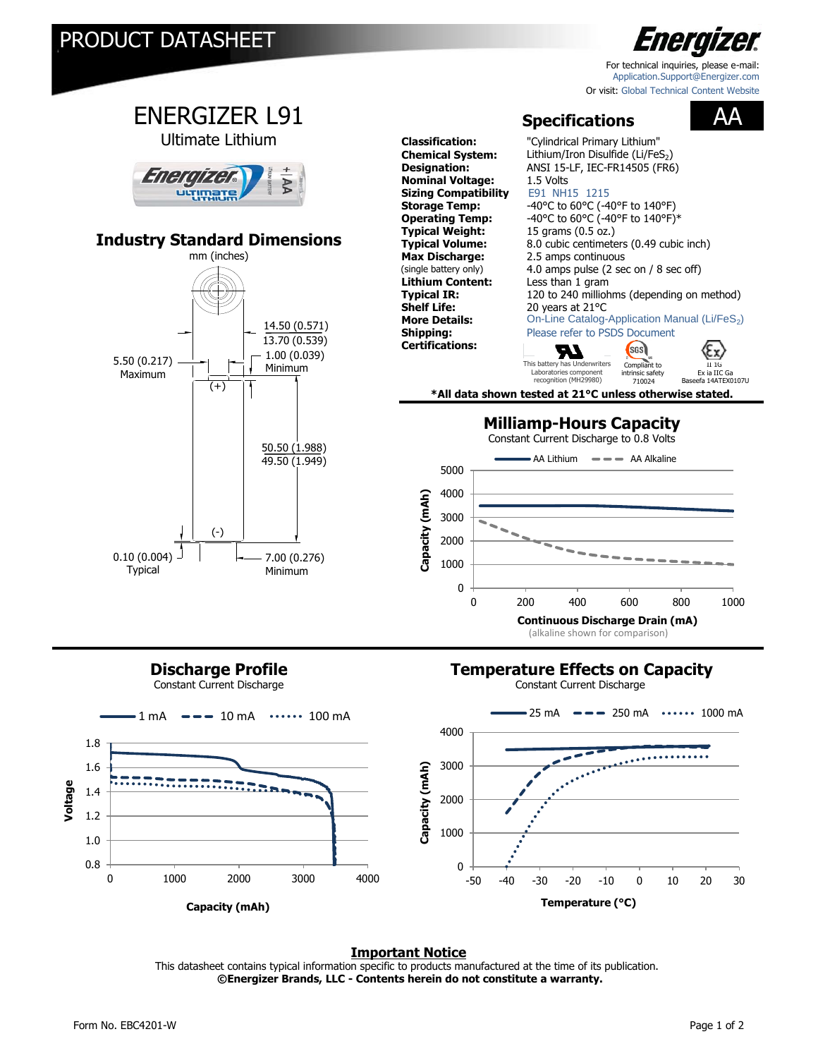# PRODUCT DATASHEET

For technical inquiries, please e-mail: Application.Support@Energizer.com
Or visit: Global Technical Content Website

# ENERGIZER L91

Ultimate Lithium

## Industry Standard Dimensions

mm (inches)

- 14.50 (0.571) / 13.70 (0.539)
- 5.50 (0.217) Maximum
- 1.00 (0.039) Minimum
- 50.50 (1.988) / 49.50 (1.949)
- 0.10 (0.004) Typical
- 7.00 (0.276) Minimum

## Specifications — AA

| | |
|---|---|
| **Classification:** | "Cylindrical Primary Lithium" |
| **Chemical System:** | Lithium/Iron Disulfide (Li/$FeS_2$) |
| **Designation:** | ANSI 15-LF, IEC-FR14505 (FR6) |
| **Nominal Voltage:** | 1.5 Volts |
| **Sizing Compatibility** | E91 NH15 1215 |
| **Storage Temp:** | -40°C to 60°C (-40°F to 140°F) |
| **Operating Temp:** | -40°C to 60°C (-40°F to 140°F)* |
| **Typical Weight:** | 15 grams (0.5 oz.) |
| **Typical Volume:** | 8.0 cubic centimeters (0.49 cubic inch) |
| **Max Discharge:** | 2.5 amps continuous |
| (single battery only) | 4.0 amps pulse (2 sec on / 8 sec off) |
| **Lithium Content:** | Less than 1 gram |
| **Typical IR:** | 120 to 240 milliohms (depending on method) |
| **Shelf Life:** | 20 years at 21°C |
| **More Details:** | On-Line Catalog-Application Manual (Li/$FeS_2$) |
| **Shipping:** | Please refer to PSDS Document |
| **Certifications:** | This battery has Underwriters Laboratories component recognition (MH29980); Compliant to intrinsic safety 710024; Ex ia IIC Ga Baseefa 14ATEX0107U |

***All data shown tested at 21°C unless otherwise stated.**

## Milliamp-Hours Capacity

Constant Current Discharge to 0.8 Volts

(Chart: AA Lithium vs AA Alkaline; Capacity (mAh) vs Continuous Discharge Drain (mA))

(alkaline shown for comparison)

## Discharge Profile

Constant Current Discharge

(Chart: 1 mA, 10 mA, 100 mA; Voltage vs Capacity (mAh))

## Temperature Effects on Capacity

Constant Current Discharge

(Chart: 25 mA, 250 mA, 1000 mA; Capacity (mAh) vs Temperature (°C))

### Important Notice

This datasheet contains typical information specific to products manufactured at the time of its publication.
**©Energizer Brands, LLC - Contents herein do not constitute a warranty.**

Form No. EBC4201-W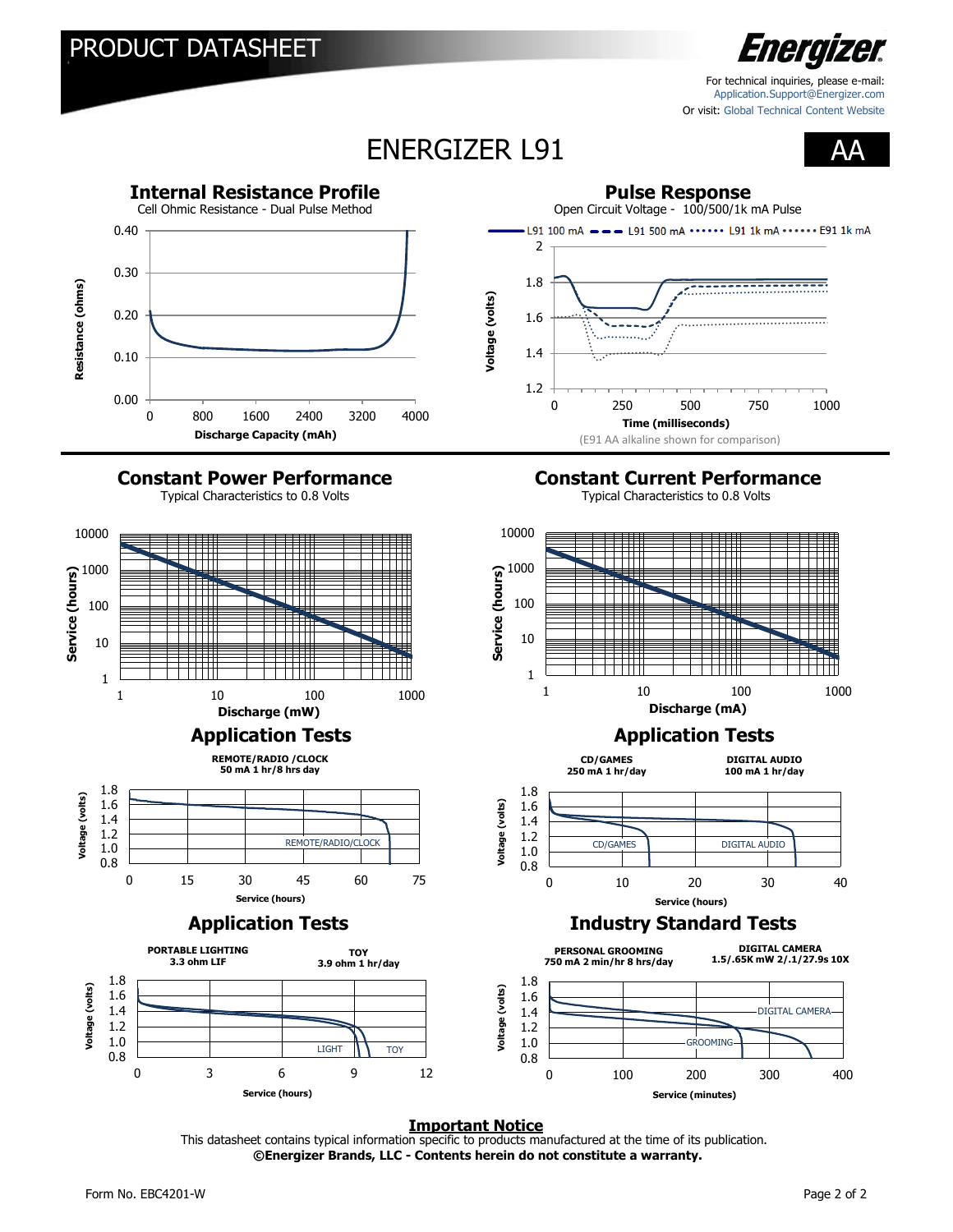PRODUCT DATASHEET

Energizer

For technical inquiries, please e-mail: Application.Support@Energizer.com
Or visit: Global Technical Content Website

# ENERGIZER L91

AA

## Internal Resistance Profile

Cell Ohmic Resistance - Dual Pulse Method

Resistance (ohms)
0.40
0.30
0.20
0.10
0.00
0
800
1600
2400
3200
4000
Discharge Capacity (mAh)

## Pulse Response

Open Circuit Voltage - 100/500/1k mA Pulse

L91 100 mA
L91 500 mA
L91 1k mA
E91 1k mA

Voltage (volts)
2
1.8
1.6
1.4
1.2
0
250
500
750
1000
Time (milliseconds)

(E91 AA alkaline shown for comparison)

## Constant Power Performance

Typical Characteristics to 0.8 Volts

Service (hours)
10000
1000
100
10
1
1
10
100
1000
Discharge (mW)

## Constant Current Performance

Typical Characteristics to 0.8 Volts

Service (hours)
10000
1000
100
10
1
1
10
100
1000
Discharge (mA)

## Application Tests

REMOTE/RADIO /CLOCK
50 mA 1 hr/8 hrs day

Voltage (volts)
1.8
1.6
1.4
1.2
1.0
0.8
0
15
30
45
60
75
REMOTE/RADIO/CLOCK
Service (hours)

## Application Tests

CD/GAMES
250 mA 1 hr/day

DIGITAL AUDIO
100 mA 1 hr/day

Voltage (volts)
1.8
1.6
1.4
1.2
1.0
0.8
0
10
20
30
40
CD/GAMES
DIGITAL AUDIO
Service (hours)

## Application Tests

PORTABLE LIGHTING
3.3 ohm LIF

TOY
3.9 ohm 1 hr/day

Voltage (volts)
1.8
1.6
1.4
1.2
1.0
0.8
0
3
6
9
12
LIGHT
TOY
Service (hours)

## Industry Standard Tests

PERSONAL GROOMING
750 mA 2 min/hr 8 hrs/day

DIGITAL CAMERA
1.5/.65K mW 2/.1/27.9s 10X

Voltage (volts)
1.8
1.6
1.4
1.2
1.0
0.8
0
100
200
300
400
DIGITAL CAMERA
GROOMING
Service (minutes)

**Important Notice**

This datasheet contains typical information specific to products manufactured at the time of its publication.

**©Energizer Brands, LLC - Contents herein do not constitute a warranty.**

Form No. EBC4201-W